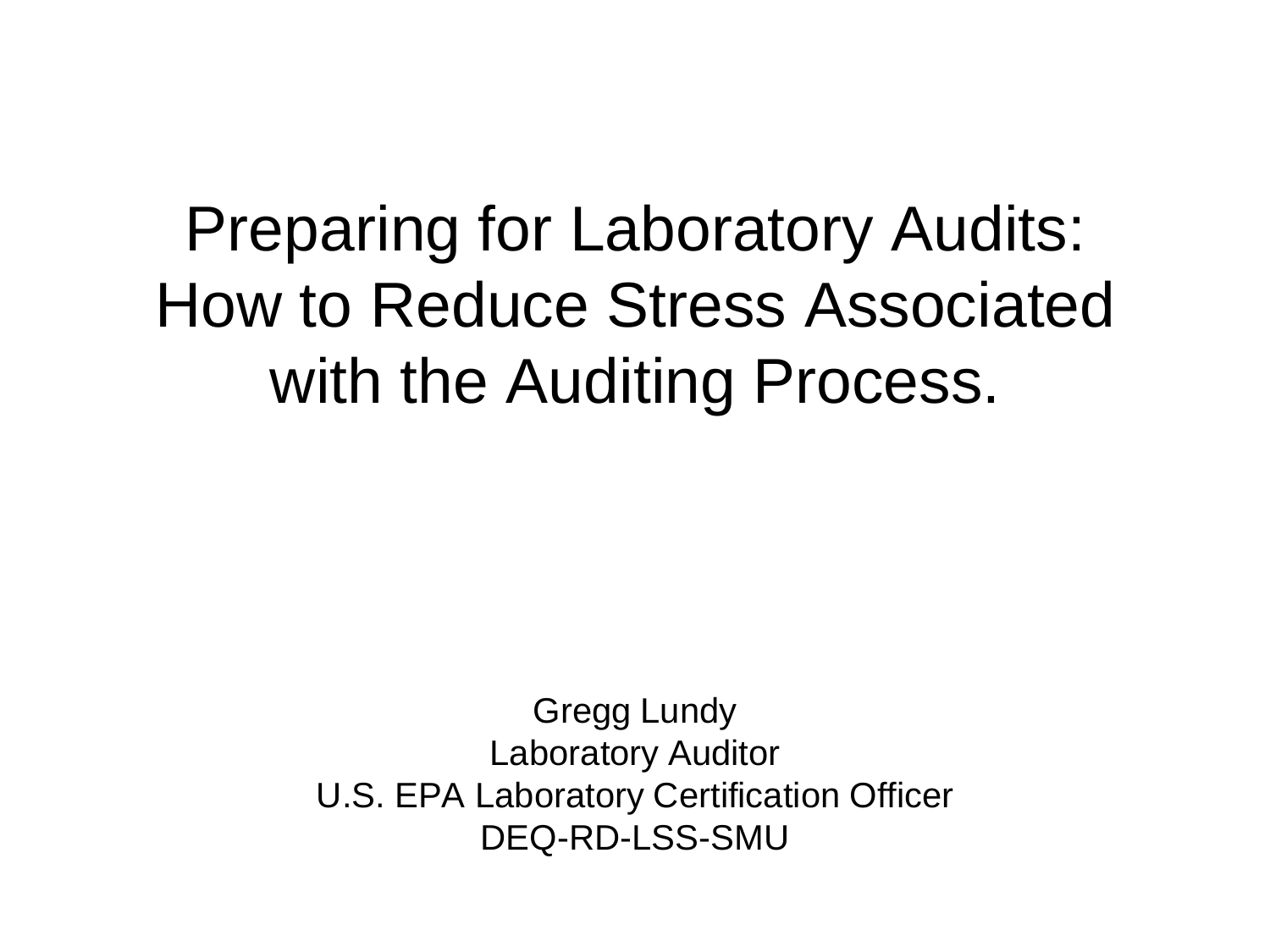# Preparing for Laboratory Audits: How to Reduce Stress Associated with the Auditing Process.

Gregg Lundy
Laboratory Auditor
U.S. EPA Laboratory Certification Officer
DEQ-RD-LSS-SMU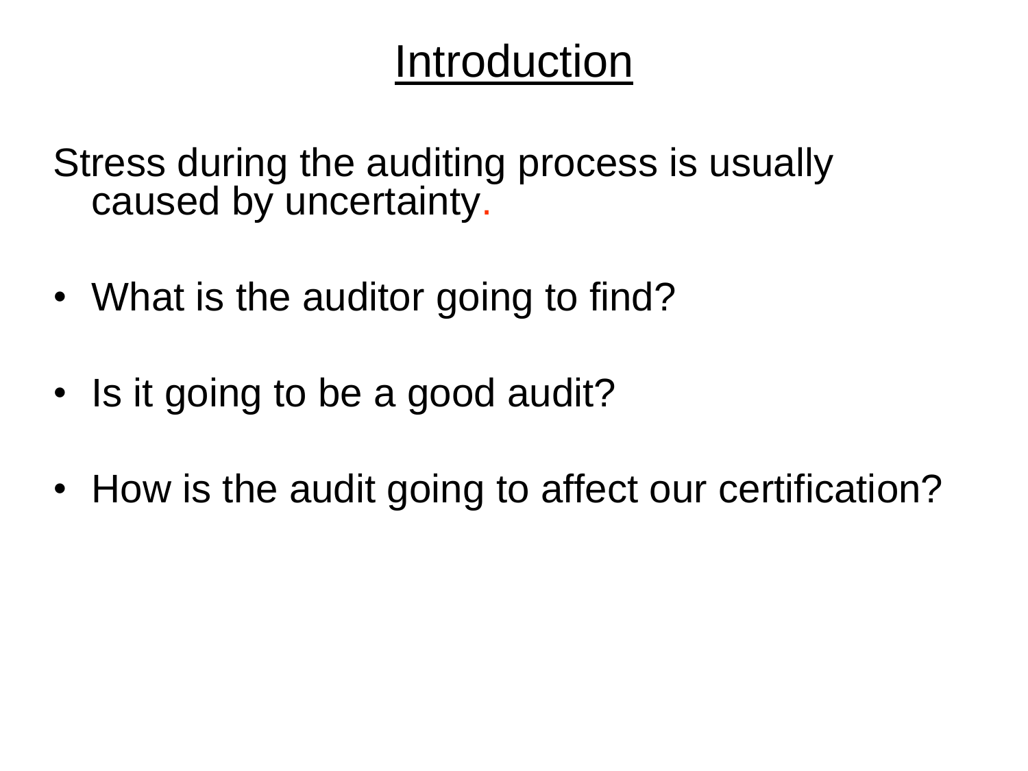# Introduction

Stress during the auditing process is usually caused by uncertainty.

- What is the auditor going to find?
- Is it going to be a good audit?
- How is the audit going to affect our certification?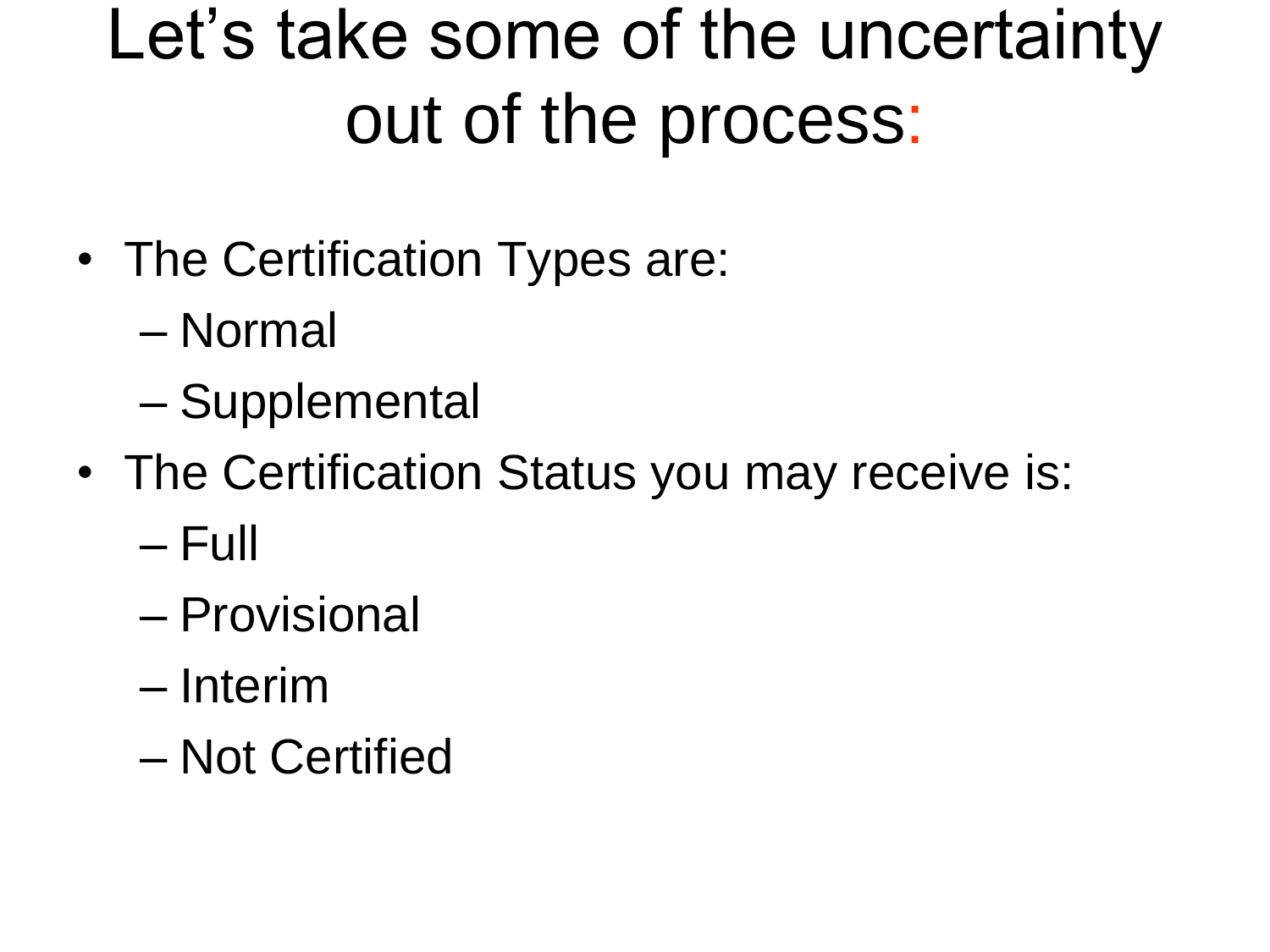# Let's take some of the uncertainty out of the process:

- The Certification Types are:
  - Normal
  - Supplemental
- The Certification Status you may receive is:
  - Full
  - Provisional
  - Interim
  - Not Certified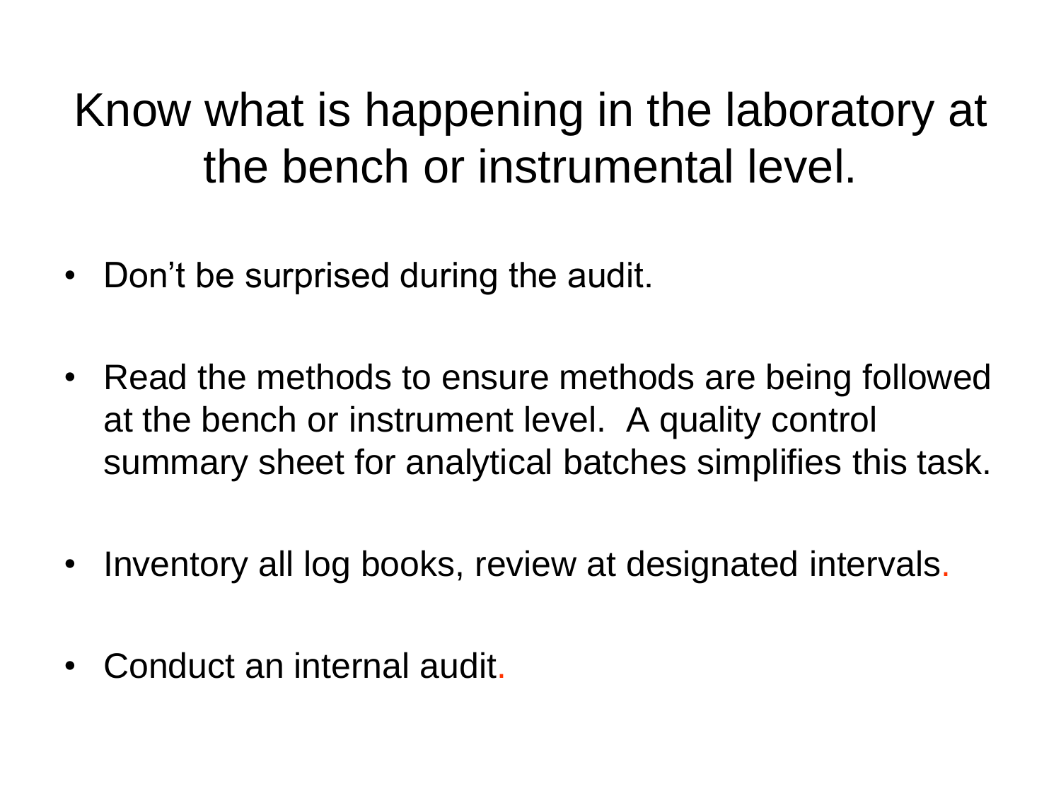# Know what is happening in the laboratory at the bench or instrumental level.

- Don't be surprised during the audit.
- Read the methods to ensure methods are being followed at the bench or instrument level. A quality control summary sheet for analytical batches simplifies this task.
- Inventory all log books, review at designated intervals.
- Conduct an internal audit.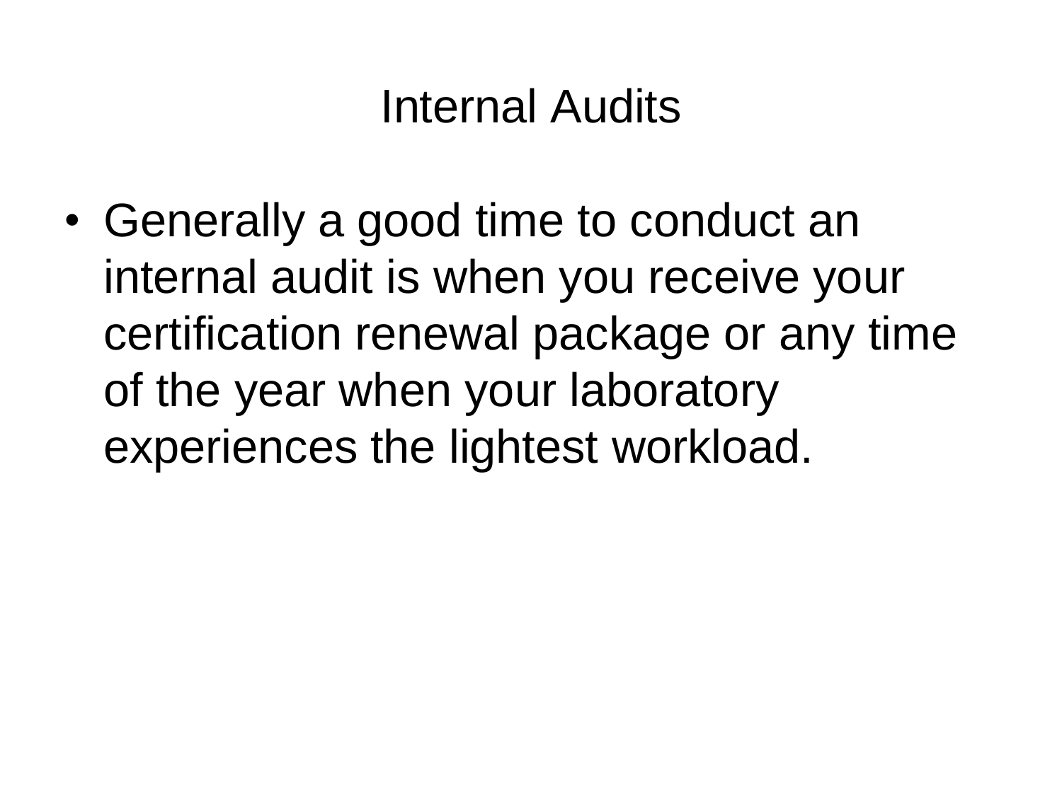# Internal Audits

- Generally a good time to conduct an internal audit is when you receive your certification renewal package or any time of the year when your laboratory experiences the lightest workload.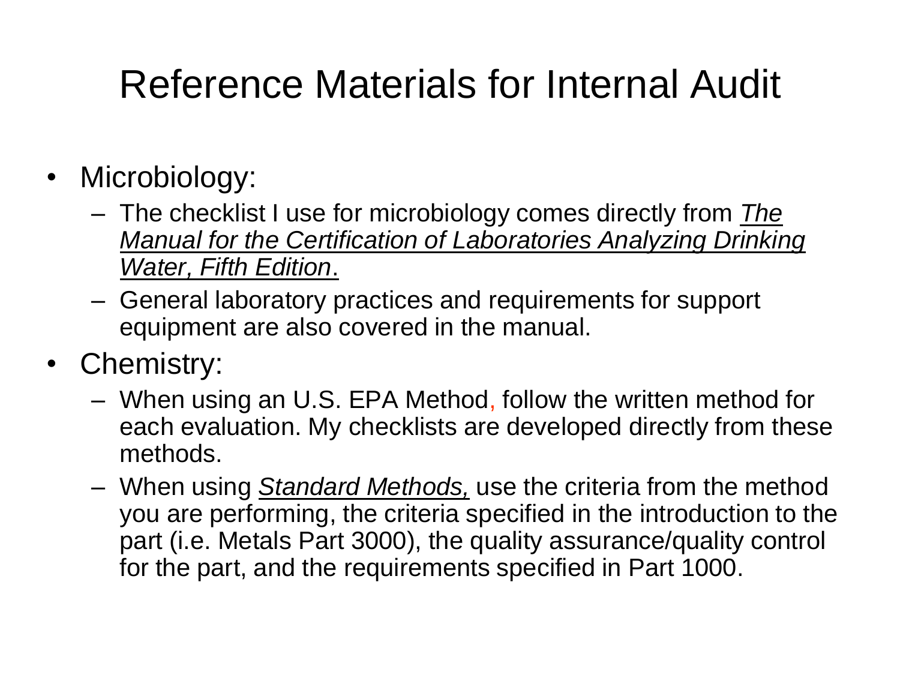# Reference Materials for Internal Audit

- Microbiology:
  - The checklist I use for microbiology comes directly from *The Manual for the Certification of Laboratories Analyzing Drinking Water, Fifth Edition*.
  - General laboratory practices and requirements for support equipment are also covered in the manual.
- Chemistry:
  - When using an U.S. EPA Method, follow the written method for each evaluation. My checklists are developed directly from these methods.
  - When using *Standard Methods,* use the criteria from the method you are performing, the criteria specified in the introduction to the part (i.e. Metals Part 3000), the quality assurance/quality control for the part, and the requirements specified in Part 1000.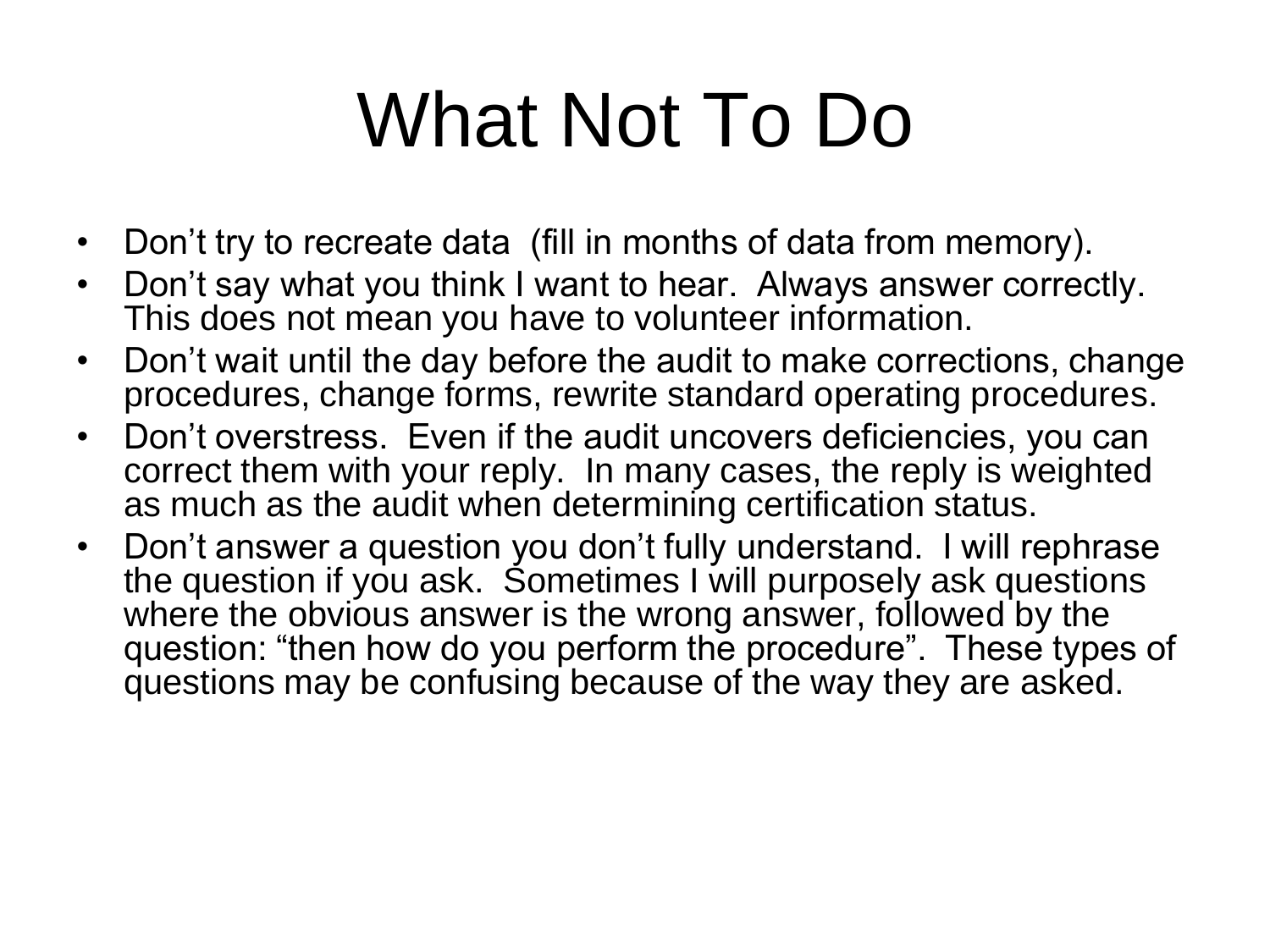# What Not To Do

- Don't try to recreate data (fill in months of data from memory).
- Don't say what you think I want to hear. Always answer correctly. This does not mean you have to volunteer information.
- Don't wait until the day before the audit to make corrections, change procedures, change forms, rewrite standard operating procedures.
- Don't overstress. Even if the audit uncovers deficiencies, you can correct them with your reply. In many cases, the reply is weighted as much as the audit when determining certification status.
- Don't answer a question you don't fully understand. I will rephrase the question if you ask. Sometimes I will purposely ask questions where the obvious answer is the wrong answer, followed by the question: "then how do you perform the procedure". These types of questions may be confusing because of the way they are asked.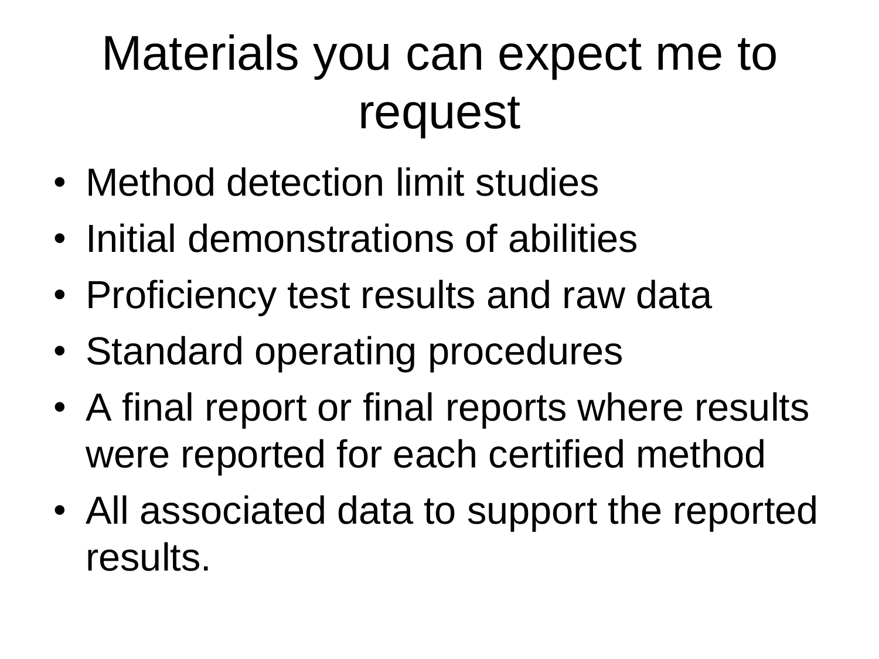# Materials you can expect me to request

- Method detection limit studies
- Initial demonstrations of abilities
- Proficiency test results and raw data
- Standard operating procedures
- A final report or final reports where results were reported for each certified method
- All associated data to support the reported results.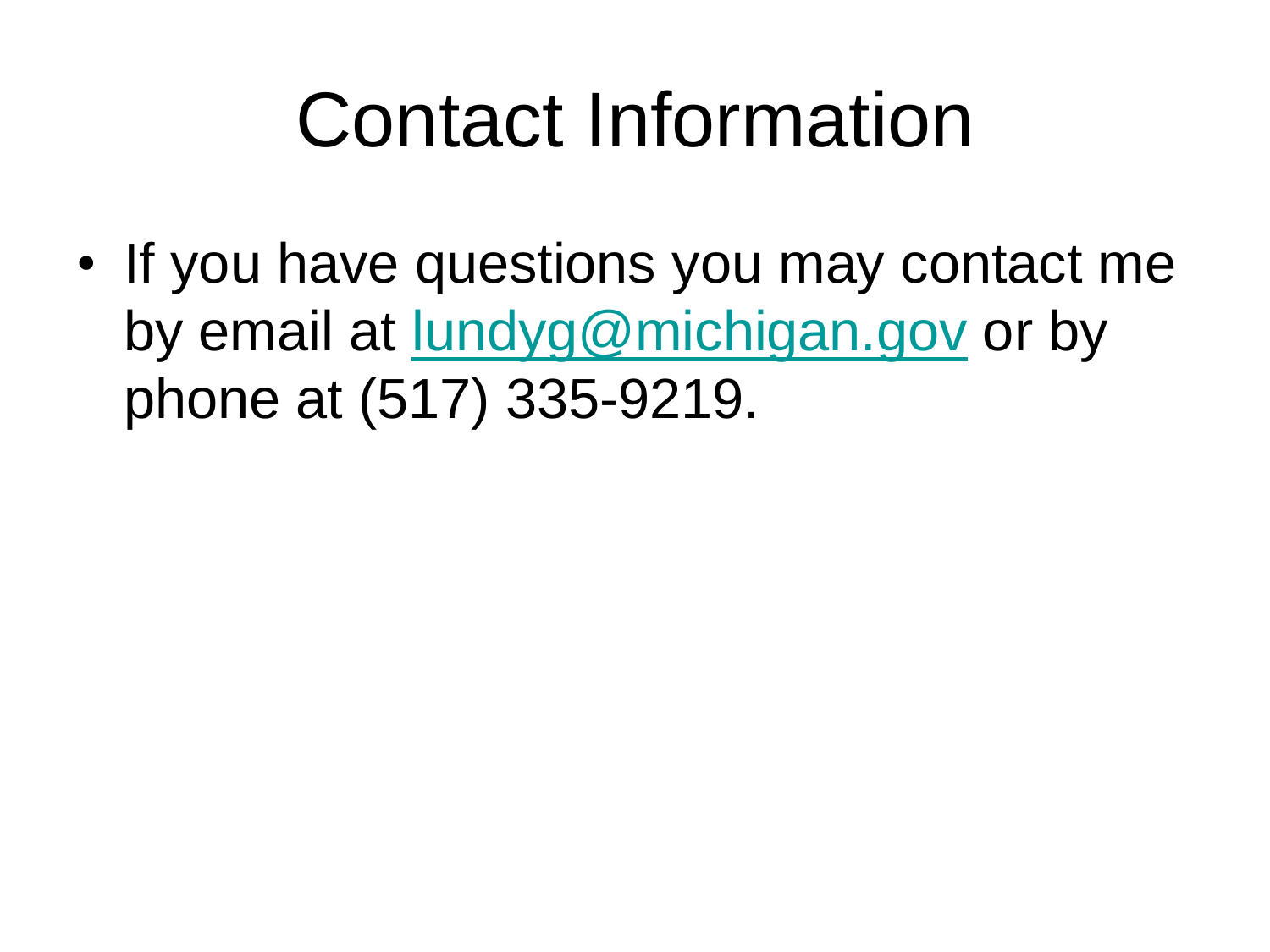# Contact Information

- If you have questions you may contact me by email at lundyg@michigan.gov or by phone at (517) 335-9219.